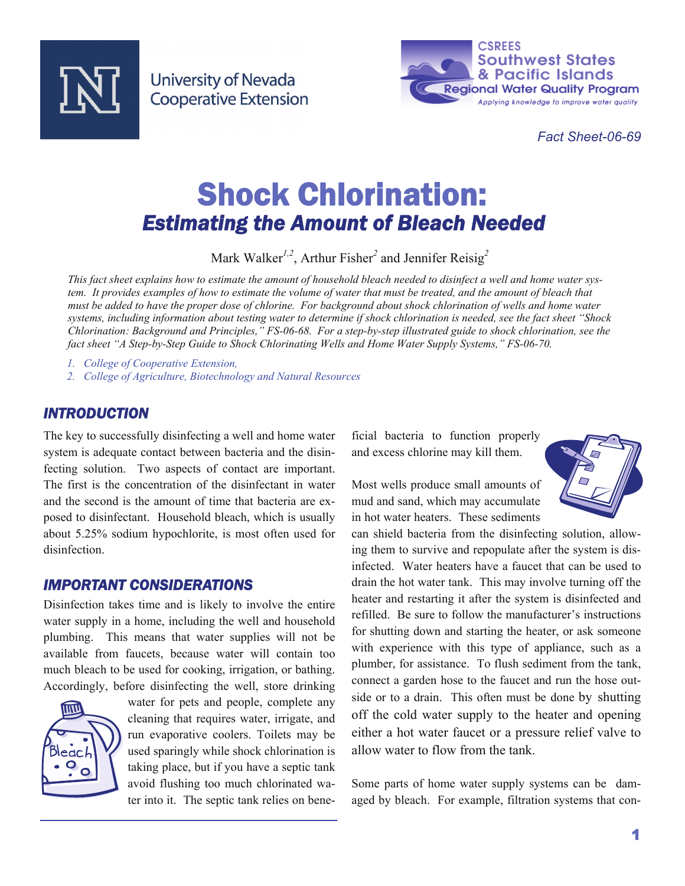University of Nevada Cooperative Extension

CSREES Southwest States & Pacific Islands Regional Water Quality Program
Applying knowledge to improve water quality

*Fact Sheet-06-69*

# Shock Chlorination:
## *Estimating the Amount of Bleach Needed*

Mark Walker[1,2], Arthur Fisher[2] and Jennifer Reisig[2]

*This fact sheet explains how to estimate the amount of household bleach needed to disinfect a well and home water system. It provides examples of how to estimate the volume of water that must be treated, and the amount of bleach that must be added to have the proper dose of chlorine. For background about shock chlorination of wells and home water systems, including information about testing water to determine if shock chlorination is needed, see the fact sheet "Shock Chlorination: Background and Principles," FS-06-68. For a step-by-step illustrated guide to shock chlorination, see the fact sheet "A Step-by-Step Guide to Shock Chlorinating Wells and Home Water Supply Systems," FS-06-70.*

1. *College of Cooperative Extension,*
2. *College of Agriculture, Biotechnology and Natural Resources*

### *INTRODUCTION*

The key to successfully disinfecting a well and home water system is adequate contact between bacteria and the disinfecting solution. Two aspects of contact are important. The first is the concentration of the disinfectant in water and the second is the amount of time that bacteria are exposed to disinfectant. Household bleach, which is usually about 5.25% sodium hypochlorite, is most often used for disinfection.

### *IMPORTANT CONSIDERATIONS*

Disinfection takes time and is likely to involve the entire water supply in a home, including the well and household plumbing. This means that water supplies will not be available from faucets, because water will contain too much bleach to be used for cooking, irrigation, or bathing. Accordingly, before disinfecting the well, store drinking water for pets and people, complete any cleaning that requires water, irrigate, and run evaporative coolers. Toilets may be used sparingly while shock chlorination is taking place, but if you have a septic tank avoid flushing too much chlorinated water into it. The septic tank relies on beneficial bacteria to function properly and excess chlorine may kill them.

Most wells produce small amounts of mud and sand, which may accumulate in hot water heaters. These sediments can shield bacteria from the disinfecting solution, allowing them to survive and repopulate after the system is disinfected. Water heaters have a faucet that can be used to drain the hot water tank. This may involve turning off the heater and restarting it after the system is disinfected and refilled. Be sure to follow the manufacturer's instructions for shutting down and starting the heater, or ask someone with experience with this type of appliance, such as a plumber, for assistance. To flush sediment from the tank, connect a garden hose to the faucet and run the hose outside or to a drain. This often must be done by shutting off the cold water supply to the heater and opening either a hot water faucet or a pressure relief valve to allow water to flow from the tank.

Some parts of home water supply systems can be damaged by bleach. For example, filtration systems that con-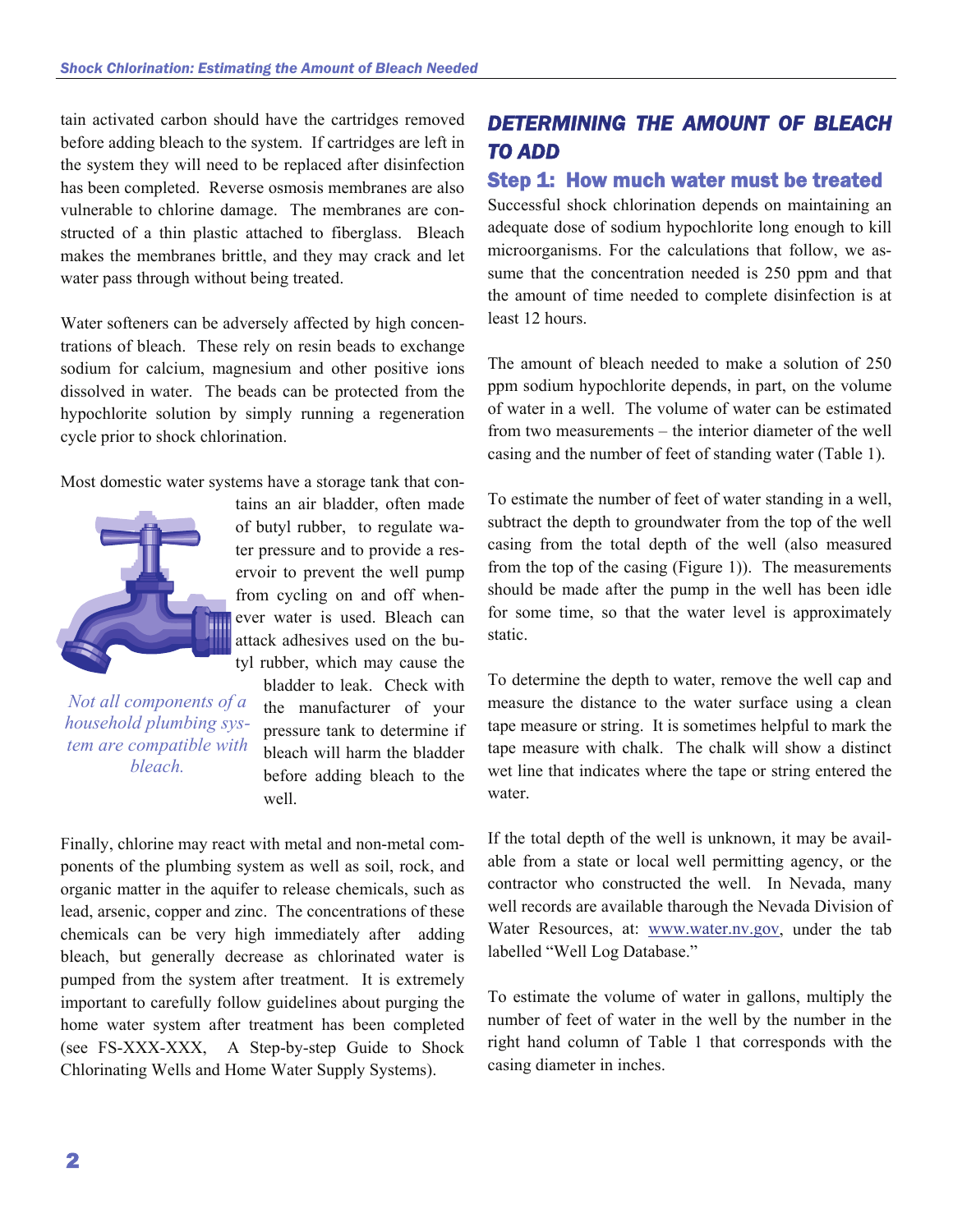tain activated carbon should have the cartridges removed before adding bleach to the system. If cartridges are left in the system they will need to be replaced after disinfection has been completed. Reverse osmosis membranes are also vulnerable to chlorine damage. The membranes are constructed of a thin plastic attached to fiberglass. Bleach makes the membranes brittle, and they may crack and let water pass through without being treated.

Water softeners can be adversely affected by high concentrations of bleach. These rely on resin beads to exchange sodium for calcium, magnesium and other positive ions dissolved in water. The beads can be protected from the hypochlorite solution by simply running a regeneration cycle prior to shock chlorination.

Most domestic water systems have a storage tank that contains an air bladder, often made of butyl rubber, to regulate water pressure and to provide a reservoir to prevent the well pump from cycling on and off whenever water is used. Bleach can attack adhesives used on the butyl rubber, which may cause the bladder to leak. Check with the manufacturer of your pressure tank to determine if bleach will harm the bladder before adding bleach to the well.

*Not all components of a household plumbing system are compatible with bleach.*

Finally, chlorine may react with metal and non-metal components of the plumbing system as well as soil, rock, and organic matter in the aquifer to release chemicals, such as lead, arsenic, copper and zinc. The concentrations of these chemicals can be very high immediately after adding bleach, but generally decrease as chlorinated water is pumped from the system after treatment. It is extremely important to carefully follow guidelines about purging the home water system after treatment has been completed (see FS-XXX-XXX, A Step-by-step Guide to Shock Chlorinating Wells and Home Water Supply Systems).

## DETERMINING THE AMOUNT OF BLEACH TO ADD

### Step 1: How much water must be treated

Successful shock chlorination depends on maintaining an adequate dose of sodium hypochlorite long enough to kill microorganisms. For the calculations that follow, we assume that the concentration needed is 250 ppm and that the amount of time needed to complete disinfection is at least 12 hours.

The amount of bleach needed to make a solution of 250 ppm sodium hypochlorite depends, in part, on the volume of water in a well. The volume of water can be estimated from two measurements – the interior diameter of the well casing and the number of feet of standing water (Table 1).

To estimate the number of feet of water standing in a well, subtract the depth to groundwater from the top of the well casing from the total depth of the well (also measured from the top of the casing (Figure 1)). The measurements should be made after the pump in the well has been idle for some time, so that the water level is approximately static.

To determine the depth to water, remove the well cap and measure the distance to the water surface using a clean tape measure or string. It is sometimes helpful to mark the tape measure with chalk. The chalk will show a distinct wet line that indicates where the tape or string entered the water.

If the total depth of the well is unknown, it may be available from a state or local well permitting agency, or the contractor who constructed the well. In Nevada, many well records are available tharough the Nevada Division of Water Resources, at: www.water.nv.gov, under the tab labelled "Well Log Database."

To estimate the volume of water in gallons, multiply the number of feet of water in the well by the number in the right hand column of Table 1 that corresponds with the casing diameter in inches.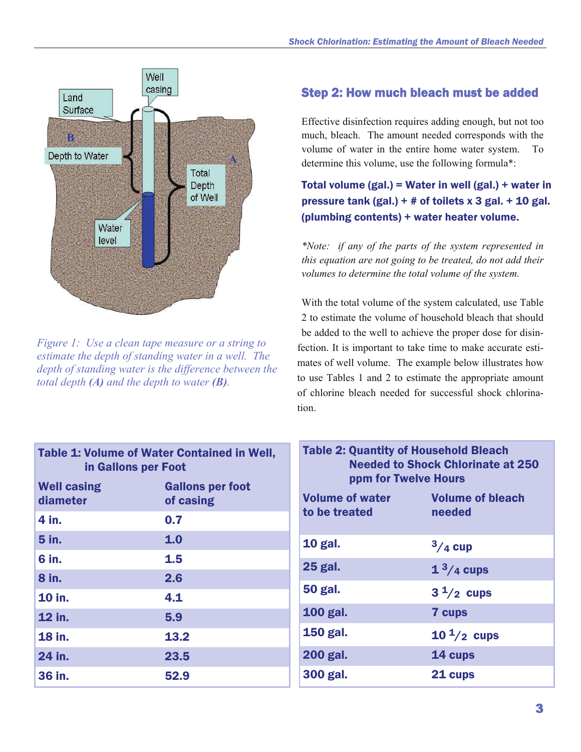Figure 1: *Use a clean tape measure or a string to estimate the depth of standing water in a well. The depth of standing water is the difference between the total depth **(A)** and the depth to water **(B)**.*

## Step 2: How much bleach must be added

Effective disinfection requires adding enough, but not too much, bleach. The amount needed corresponds with the volume of water in the entire home water system. To determine this volume, use the following formula*:

**Total volume (gal.) = Water in well (gal.) + water in pressure tank (gal.) + # of toilets x 3 gal. + 10 gal. (plumbing contents) + water heater volume.**

**Note: if any of the parts of the system represented in this equation are not going to be treated, do not add their volumes to determine the total volume of the system.*

With the total volume of the system calculated, use Table 2 to estimate the volume of household bleach that should be added to the well to achieve the proper dose for disinfection. It is important to take time to make accurate estimates of well volume. The example below illustrates how to use Tables 1 and 2 to estimate the appropriate amount of chlorine bleach needed for successful shock chlorination.

**Table 1: Volume of Water Contained in Well, in Gallons per Foot**

| Well casing diameter | Gallons per foot of casing |
|---|---|
| 4 in. | 0.7 |
| 5 in. | 1.0 |
| 6 in. | 1.5 |
| 8 in. | 2.6 |
| 10 in. | 4.1 |
| 12 in. | 5.9 |
| 18 in. | 13.2 |
| 24 in. | 23.5 |
| 36 in. | 52.9 |

**Table 2: Quantity of Household Bleach Needed to Shock Chlorinate at 250 ppm for Twelve Hours**

| Volume of water to be treated | Volume of bleach needed |
|---|---|
| 10 gal. | 3/4 cup |
| 25 gal. | 1 3/4 cups |
| 50 gal. | 3 1/2 cups |
| 100 gal. | 7 cups |
| 150 gal. | 10 1/2 cups |
| 200 gal. | 14 cups |
| 300 gal. | 21 cups |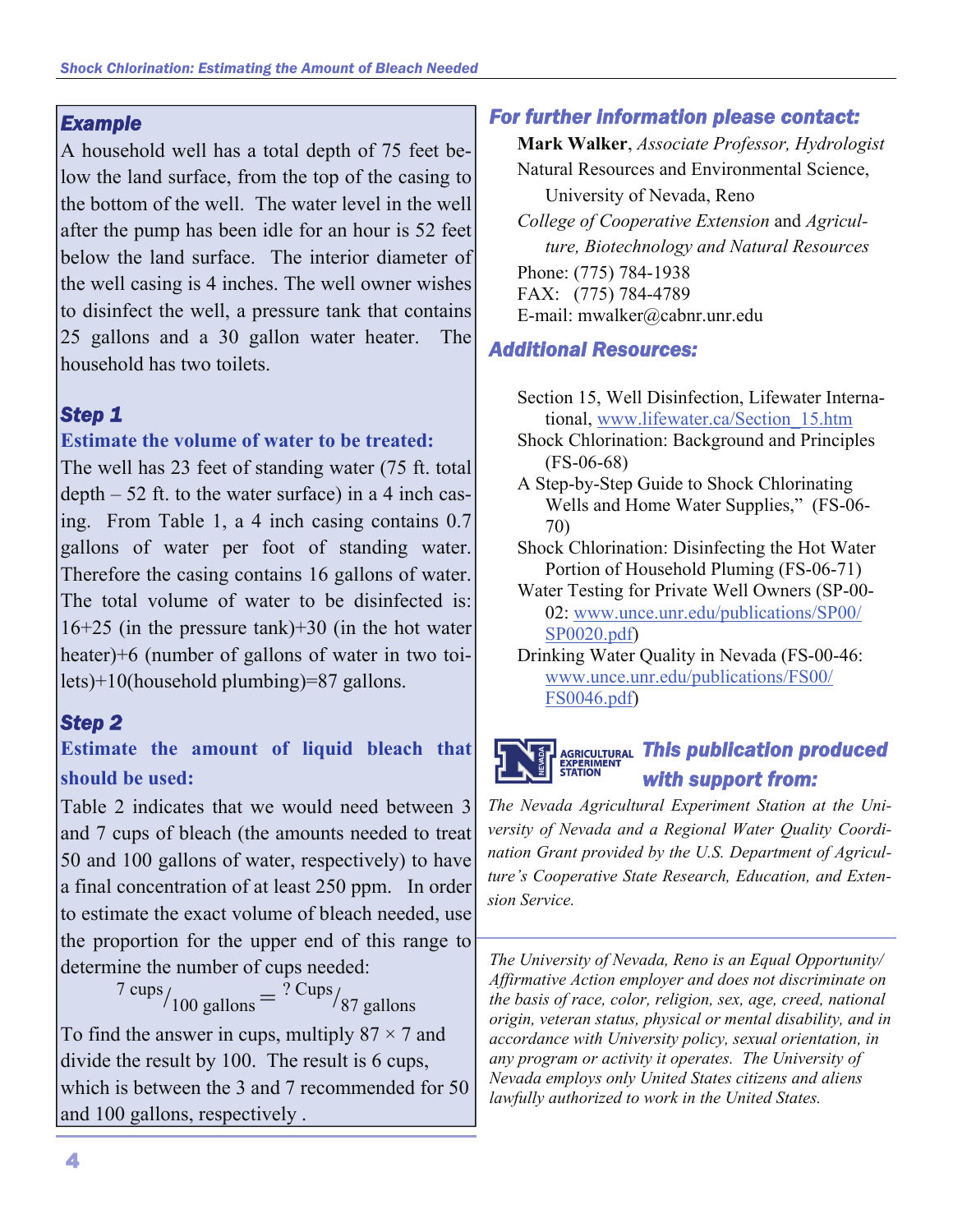## Example

A household well has a total depth of 75 feet below the land surface, from the top of the casing to the bottom of the well. The water level in the well after the pump has been idle for an hour is 52 feet below the land surface. The interior diameter of the well casing is 4 inches. The well owner wishes to disinfect the well, a pressure tank that contains 25 gallons and a 30 gallon water heater. The household has two toilets.

## Step 1

**Estimate the volume of water to be treated:**

The well has 23 feet of standing water (75 ft. total depth – 52 ft. to the water surface) in a 4 inch casing. From Table 1, a 4 inch casing contains 0.7 gallons of water per foot of standing water. Therefore the casing contains 16 gallons of water. The total volume of water to be disinfected is: 16+25 (in the pressure tank)+30 (in the hot water heater)+6 (number of gallons of water in two toilets)+10(household plumbing)=87 gallons.

## Step 2

**Estimate the amount of liquid bleach that should be used:**

Table 2 indicates that we would need between 3 and 7 cups of bleach (the amounts needed to treat 50 and 100 gallons of water, respectively) to have a final concentration of at least 250 ppm. In order to estimate the exact volume of bleach needed, use the proportion for the upper end of this range to determine the number of cups needed:

$$\frac{7 \text{ cups}}{100 \text{ gallons}} = \frac{? \text{ Cups}}{87 \text{ gallons}}$$

To find the answer in cups, multiply $87 \times 7$ and divide the result by 100. The result is 6 cups, which is between the 3 and 7 recommended for 50 and 100 gallons, respectively .

## For further information please contact:

**Mark Walker**, *Associate Professor, Hydrologist*
Natural Resources and Environmental Science, University of Nevada, Reno
*College of Cooperative Extension* and *Agriculture, Biotechnology and Natural Resources*
Phone: (775) 784-1938
FAX: (775) 784-4789
E-mail: mwalker@cabnr.unr.edu

## Additional Resources:

Section 15, Well Disinfection, Lifewater International, www.lifewater.ca/Section_15.htm
Shock Chlorination: Background and Principles (FS-06-68)
A Step-by-Step Guide to Shock Chlorinating Wells and Home Water Supplies," (FS-06-70)
Shock Chlorination: Disinfecting the Hot Water Portion of Household Pluming (FS-06-71)
Water Testing for Private Well Owners (SP-00-02: www.unce.unr.edu/publications/SP00/SP0020.pdf)
Drinking Water Quality in Nevada (FS-00-46: www.unce.unr.edu/publications/FS00/FS0046.pdf)

## This publication produced with support from:

*The Nevada Agricultural Experiment Station at the University of Nevada and a Regional Water Quality Coordination Grant provided by the U.S. Department of Agriculture's Cooperative State Research, Education, and Extension Service.*

*The University of Nevada, Reno is an Equal Opportunity/Affirmative Action employer and does not discriminate on the basis of race, color, religion, sex, age, creed, national origin, veteran status, physical or mental disability, and in accordance with University policy, sexual orientation, in any program or activity it operates. The University of Nevada employs only United States citizens and aliens lawfully authorized to work in the United States.*